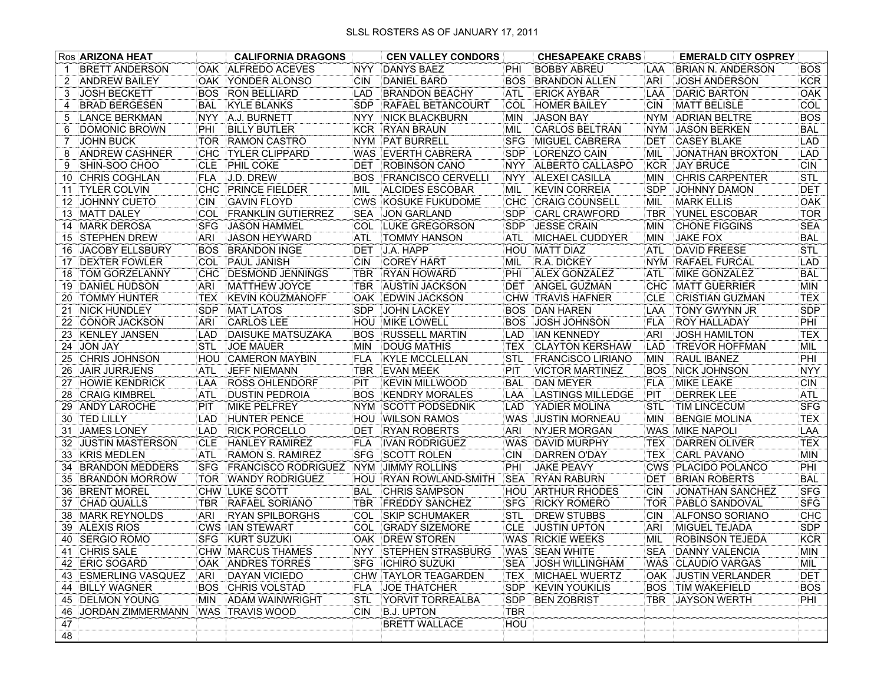# SLSL ROSTERS AS OF JANUARY 17, 2011

| Ros | ARIZONA HEAT | | CALIFORNIA DRAGONS | | CEN VALLEY CONDORS | | CHESAPEAKE CRABS | | EMERALD CITY OSPREY | |
|---|---|---|---|---|---|---|---|---|---|---|
| 1 | BRETT ANDERSON | OAK | ALFREDO ACEVES | NYY | DANYS BAEZ | PHI | BOBBY ABREU | LAA | BRIAN N. ANDERSON | BOS |
| 2 | ANDREW BAILEY | OAK | YONDER ALONSO | CIN | DANIEL BARD | BOS | BRANDON ALLEN | ARI | JOSH ANDERSON | KCR |
| 3 | JOSH BECKETT | BOS | RON BELLIARD | LAD | BRANDON BEACHY | ATL | ERICK AYBAR | LAA | DARIC BARTON | OAK |
| 4 | BRAD BERGESEN | BAL | KYLE BLANKS | SDP | RAFAEL BETANCOURT | COL | HOMER BAILEY | CIN | MATT BELISLE | COL |
| 5 | LANCE BERKMAN | NYY | A.J. BURNETT | NYY | NICK BLACKBURN | MIN | JASON BAY | NYM | ADRIAN BELTRE | BOS |
| 6 | DOMONIC BROWN | PHI | BILLY BUTLER | KCR | RYAN BRAUN | MIL | CARLOS BELTRAN | NYM | JASON BERKEN | BAL |
| 7 | JOHN BUCK | TOR | RAMON CASTRO | NYM | PAT BURRELL | SFG | MIGUEL CABRERA | DET | CASEY BLAKE | LAD |
| 8 | ANDREW CASHNER | CHC | TYLER CLIPPARD | WAS | EVERTH CABRERA | SDP | LORENZO CAIN | MIL | JONATHAN BROXTON | LAD |
| 9 | SHIN-SOO CHOO | CLE | PHIL COKE | DET | ROBINSON CANO | NYY | ALBERTO CALLASPO | KCR | JAY BRUCE | CIN |
| 10 | CHRIS COGHLAN | FLA | J.D. DREW | BOS | FRANCISCO CERVELLI | NYY | ALEXEI CASILLA | MIN | CHRIS CARPENTER | STL |
| 11 | TYLER COLVIN | CHC | PRINCE FIELDER | MIL | ALCIDES ESCOBAR | MIL | KEVIN CORREIA | SDP | JOHNNY DAMON | DET |
| 12 | JOHNNY CUETO | CIN | GAVIN FLOYD | CWS | KOSUKE FUKUDOME | CHC | CRAIG COUNSELL | MIL | MARK ELLIS | OAK |
| 13 | MATT DALEY | COL | FRANKLIN GUTIERREZ | SEA | JON GARLAND | SDP | CARL CRAWFORD | TBR | YUNEL ESCOBAR | TOR |
| 14 | MARK DEROSA | SFG | JASON HAMMEL | COL | LUKE GREGORSON | SDP | JESSE CRAIN | MIN | CHONE FIGGINS | SEA |
| 15 | STEPHEN DREW | ARI | JASON HEYWARD | ATL | TOMMY HANSON | ATL | MICHAEL CUDDYER | MIN | JAKE FOX | BAL |
| 16 | JACOBY ELLSBURY | BOS | BRANDON INGE | DET | J.A. HAPP | HOU | MATT DIAZ | ATL | DAVID FREESE | STL |
| 17 | DEXTER FOWLER | COL | PAUL JANISH | CIN | COREY HART | MIL | R.A. DICKEY | NYM | RAFAEL FURCAL | LAD |
| 18 | TOM GORZELANNY | CHC | DESMOND JENNINGS | TBR | RYAN HOWARD | PHI | ALEX GONZALEZ | ATL | MIKE GONZALEZ | BAL |
| 19 | DANIEL HUDSON | ARI | MATTHEW JOYCE | TBR | AUSTIN JACKSON | DET | ANGEL GUZMAN | CHC | MATT GUERRIER | MIN |
| 20 | TOMMY HUNTER | TEX | KEVIN KOUZMANOFF | OAK | EDWIN JACKSON | CHW | TRAVIS HAFNER | CLE | CRISTIAN GUZMAN | TEX |
| 21 | NICK HUNDLEY | SDP | MAT LATOS | SDP | JOHN LACKEY | BOS | DAN HAREN | LAA | TONY GWYNN JR | SDP |
| 22 | CONOR JACKSON | ARI | CARLOS LEE | HOU | MIKE LOWELL | BOS | JOSH JOHNSON | FLA | ROY HALLADAY | PHI |
| 23 | KENLEY JANSEN | LAD | DAISUKE MATSUZAKA | BOS | RUSSELL MARTIN | LAD | IAN KENNEDY | ARI | JOSH HAMILTON | TEX |
| 24 | JON JAY | STL | JOE MAUER | MIN | DOUG MATHIS | TEX | CLAYTON KERSHAW | LAD | TREVOR HOFFMAN | MIL |
| 25 | CHRIS JOHNSON | HOU | CAMERON MAYBIN | FLA | KYLE MCCLELLAN | STL | FRANCiSCO LIRIANO | MIN | RAUL IBANEZ | PHI |
| 26 | JAIR JURRJENS | ATL | JEFF NIEMANN | TBR | EVAN MEEK | PIT | VICTOR MARTINEZ | BOS | NICK JOHNSON | NYY |
| 27 | HOWIE KENDRICK | LAA | ROSS OHLENDORF | PIT | KEVIN MILLWOOD | BAL | DAN MEYER | FLA | MIKE LEAKE | CIN |
| 28 | CRAIG KIMBREL | ATL | DUSTIN PEDROIA | BOS | KENDRY MORALES | LAA | LASTINGS MILLEDGE | PIT | DERREK LEE | ATL |
| 29 | ANDY LAROCHE | PIT | MIKE PELFREY | NYM | SCOTT PODSEDNIK | LAD | YADIER MOLINA | STL | TIM LINCECUM | SFG |
| 30 | TED LILLY | LAD | HUNTER PENCE | HOU | WILSON RAMOS | WAS | JUSTIN MORNEAU | MIN | BENGIE MOLINA | TEX |
| 31 | JAMES LONEY | LAD | RICK PORCELLO | DET | RYAN ROBERTS | ARI | NYJER MORGAN | WAS | MIKE NAPOLI | LAA |
| 32 | JUSTIN MASTERSON | CLE | HANLEY RAMIREZ | FLA | IVAN RODRIGUEZ | WAS | DAVID MURPHY | TEX | DARREN OLIVER | TEX |
| 33 | KRIS MEDLEN | ATL | RAMON S. RAMIREZ | SFG | SCOTT ROLEN | CIN | DARREN O'DAY | TEX | CARL PAVANO | MIN |
| 34 | BRANDON MEDDERS | SFG | FRANCISCO RODRIGUEZ | NYM | JIMMY ROLLINS | PHI | JAKE PEAVY | CWS | PLACIDO POLANCO | PHI |
| 35 | BRANDON MORROW | TOR | WANDY RODRIGUEZ | HOU | RYAN ROWLAND-SMITH | SEA | RYAN RABURN | DET | BRIAN ROBERTS | BAL |
| 36 | BRENT MOREL | CHW | LUKE SCOTT | BAL | CHRIS SAMPSON | HOU | ARTHUR RHODES | CIN | JONATHAN SANCHEZ | SFG |
| 37 | CHAD QUALLS | TBR | RAFAEL SORIANO | TBR | FREDDY SANCHEZ | SFG | RICKY ROMERO | TOR | PABLO SANDOVAL | SFG |
| 38 | MARK REYNOLDS | ARI | RYAN SPILBORGHS | COL | SKIP SCHUMAKER | STL | DREW STUBBS | CIN | ALFONSO SORIANO | CHC |
| 39 | ALEXIS RIOS | CWS | IAN STEWART | COL | GRADY SIZEMORE | CLE | JUSTIN UPTON | ARI | MIGUEL TEJADA | SDP |
| 40 | SERGIO ROMO | SFG | KURT SUZUKI | OAK | DREW STOREN | WAS | RICKIE WEEKS | MIL | ROBINSON TEJEDA | KCR |
| 41 | CHRIS SALE | CHW | MARCUS THAMES | NYY | STEPHEN STRASBURG | WAS | SEAN WHITE | SEA | DANNY VALENCIA | MIN |
| 42 | ERIC SOGARD | OAK | ANDRES TORRES | SFG | ICHIRO SUZUKI | SEA | JOSH WILLINGHAM | WAS | CLAUDIO VARGAS | MIL |
| 43 | ESMERLING VASQUEZ | ARI | DAYAN VICIEDO | CHW | TAYLOR TEAGARDEN | TEX | MICHAEL WUERTZ | OAK | JUSTIN VERLANDER | DET |
| 44 | BILLY WAGNER | BOS | CHRIS VOLSTAD | FLA | JOE THATCHER | SDP | KEVIN YOUKILIS | BOS | TIM WAKEFIELD | BOS |
| 45 | DELMON YOUNG | MIN | ADAM WAINWRIGHT | STL | YORVIT TORREALBA | SDP | BEN ZOBRIST | TBR | JAYSON WERTH | PHI |
| 46 | JORDAN ZIMMERMANN | WAS | TRAVIS WOOD | CIN | B.J. UPTON | TBR | | | | |
| 47 | | | | | BRETT WALLACE | HOU | | | | |
| 48 | | | | | | | | | | |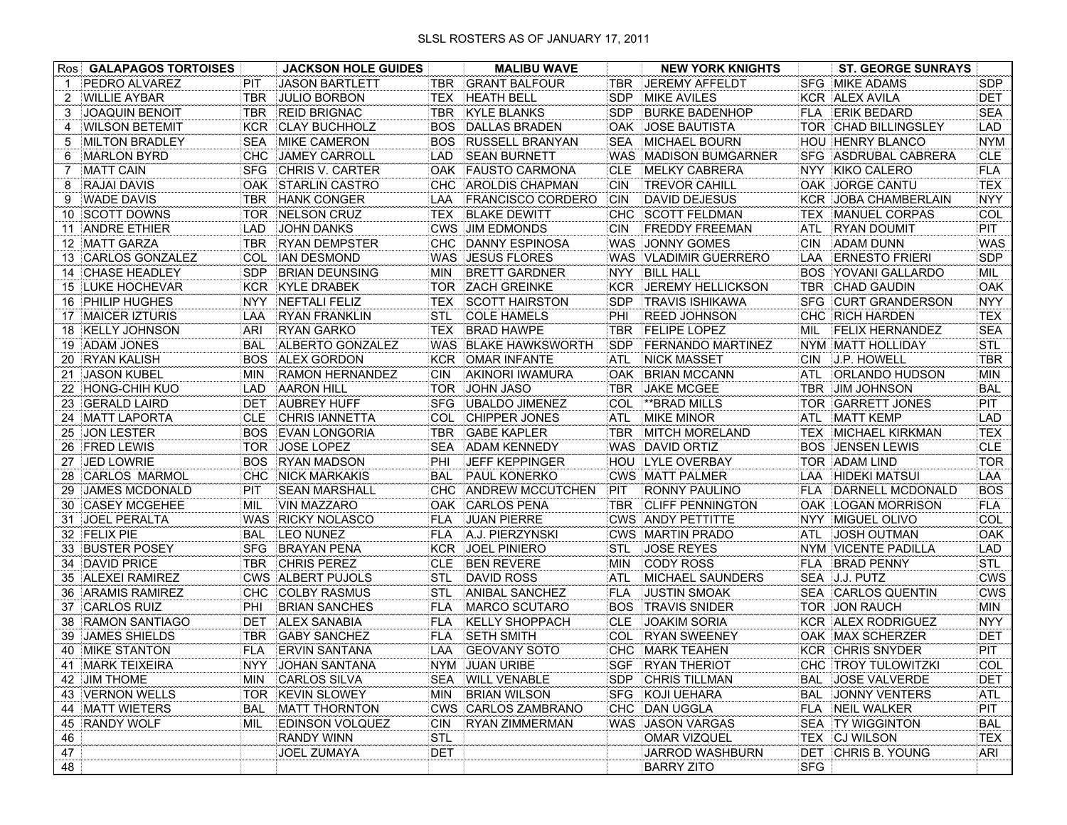# SLSL ROSTERS AS OF JANUARY 17, 2011

| Ros | GALAPAGOS TORTOISES | | JACKSON HOLE GUIDES | | MALIBU WAVE | | NEW YORK KNIGHTS | | ST. GEORGE SUNRAYS | |
|---|---|---|---|---|---|---|---|---|---|---|
| 1 | PEDRO ALVAREZ | PIT | JASON BARTLETT | TBR | GRANT BALFOUR | TBR | JEREMY AFFELDT | SFG | MIKE ADAMS | SDP |
| 2 | WILLIE AYBAR | TBR | JULIO BORBON | TEX | HEATH BELL | SDP | MIKE AVILES | KCR | ALEX AVILA | DET |
| 3 | JOAQUIN BENOIT | TBR | REID BRIGNAC | TBR | KYLE BLANKS | SDP | BURKE BADENHOP | FLA | ERIK BEDARD | SEA |
| 4 | WILSON BETEMIT | KCR | CLAY BUCHHOLZ | BOS | DALLAS BRADEN | OAK | JOSE BAUTISTA | TOR | CHAD BILLINGSLEY | LAD |
| 5 | MILTON BRADLEY | SEA | MIKE CAMERON | BOS | RUSSELL BRANYAN | SEA | MICHAEL BOURN | HOU | HENRY BLANCO | NYM |
| 6 | MARLON BYRD | CHC | JAMEY CARROLL | LAD | SEAN BURNETT | WAS | MADISON BUMGARNER | SFG | ASDRUBAL CABRERA | CLE |
| 7 | MATT CAIN | SFG | CHRIS V. CARTER | OAK | FAUSTO CARMONA | CLE | MELKY CABRERA | NYY | KIKO CALERO | FLA |
| 8 | RAJAI DAVIS | OAK | STARLIN CASTRO | CHC | AROLDIS CHAPMAN | CIN | TREVOR CAHILL | OAK | JORGE CANTU | TEX |
| 9 | WADE DAVIS | TBR | HANK CONGER | LAA | FRANCISCO CORDERO | CIN | DAVID DEJESUS | KCR | JOBA CHAMBERLAIN | NYY |
| 10 | SCOTT DOWNS | TOR | NELSON CRUZ | TEX | BLAKE DEWITT | CHC | SCOTT FELDMAN | TEX | MANUEL CORPAS | COL |
| 11 | ANDRE ETHIER | LAD | JOHN DANKS | CWS | JIM EDMONDS | CIN | FREDDY FREEMAN | ATL | RYAN DOUMIT | PIT |
| 12 | MATT GARZA | TBR | RYAN DEMPSTER | CHC | DANNY ESPINOSA | WAS | JONNY GOMES | CIN | ADAM DUNN | WAS |
| 13 | CARLOS GONZALEZ | COL | IAN DESMOND | WAS | JESUS FLORES | WAS | VLADIMIR GUERRERO | LAA | ERNESTO FRIERI | SDP |
| 14 | CHASE HEADLEY | SDP | BRIAN DEUNSING | MIN | BRETT GARDNER | NYY | BILL HALL | BOS | YOVANI GALLARDO | MIL |
| 15 | LUKE HOCHEVAR | KCR | KYLE DRABEK | TOR | ZACH GREINKE | KCR | JEREMY HELLICKSON | TBR | CHAD GAUDIN | OAK |
| 16 | PHILIP HUGHES | NYY | NEFTALI FELIZ | TEX | SCOTT HAIRSTON | SDP | TRAVIS ISHIKAWA | SFG | CURT GRANDERSON | NYY |
| 17 | MAICER IZTURIS | LAA | RYAN FRANKLIN | STL | COLE HAMELS | PHI | REED JOHNSON | CHC | RICH HARDEN | TEX |
| 18 | KELLY JOHNSON | ARI | RYAN GARKO | TEX | BRAD HAWPE | TBR | FELIPE LOPEZ | MIL | FELIX HERNANDEZ | SEA |
| 19 | ADAM JONES | BAL | ALBERTO GONZALEZ | WAS | BLAKE HAWKSWORTH | SDP | FERNANDO MARTINEZ | NYM | MATT HOLLIDAY | STL |
| 20 | RYAN KALISH | BOS | ALEX GORDON | KCR | OMAR INFANTE | ATL | NICK MASSET | CIN | J.P. HOWELL | TBR |
| 21 | JASON KUBEL | MIN | RAMON HERNANDEZ | CIN | AKINORI IWAMURA | OAK | BRIAN MCCANN | ATL | ORLANDO HUDSON | MIN |
| 22 | HONG-CHIH KUO | LAD | AARON HILL | TOR | JOHN JASO | TBR | JAKE MCGEE | TBR | JIM JOHNSON | BAL |
| 23 | GERALD LAIRD | DET | AUBREY HUFF | SFG | UBALDO JIMENEZ | COL | **BRAD MILLS | TOR | GARRETT JONES | PIT |
| 24 | MATT LAPORTA | CLE | CHRIS IANNETTA | COL | CHIPPER JONES | ATL | MIKE MINOR | ATL | MATT KEMP | LAD |
| 25 | JON LESTER | BOS | EVAN LONGORIA | TBR | GABE KAPLER | TBR | MITCH MORELAND | TEX | MICHAEL KIRKMAN | TEX |
| 26 | FRED LEWIS | TOR | JOSE LOPEZ | SEA | ADAM KENNEDY | WAS | DAVID ORTIZ | BOS | JENSEN LEWIS | CLE |
| 27 | JED LOWRIE | BOS | RYAN MADSON | PHI | JEFF KEPPINGER | HOU | LYLE OVERBAY | TOR | ADAM LIND | TOR |
| 28 | CARLOS MARMOL | CHC | NICK MARKAKIS | BAL | PAUL KONERKO | CWS | MATT PALMER | LAA | HIDEKI MATSUI | LAA |
| 29 | JAMES MCDONALD | PIT | SEAN MARSHALL | CHC | ANDREW MCCUTCHEN | PIT | RONNY PAULINO | FLA | DARNELL MCDONALD | BOS |
| 30 | CASEY MCGEHEE | MIL | VIN MAZZARO | OAK | CARLOS PENA | TBR | CLIFF PENNINGTON | OAK | LOGAN MORRISON | FLA |
| 31 | JOEL PERALTA | WAS | RICKY NOLASCO | FLA | JUAN PIERRE | CWS | ANDY PETTITTE | NYY | MIGUEL OLIVO | COL |
| 32 | FELIX PIE | BAL | LEO NUNEZ | FLA | A.J. PIERZYNSKI | CWS | MARTIN PRADO | ATL | JOSH OUTMAN | OAK |
| 33 | BUSTER POSEY | SFG | BRAYAN PENA | KCR | JOEL PINIERO | STL | JOSE REYES | NYM | VICENTE PADILLA | LAD |
| 34 | DAVID PRICE | TBR | CHRIS PEREZ | CLE | BEN REVERE | MIN | CODY ROSS | FLA | BRAD PENNY | STL |
| 35 | ALEXEI RAMIREZ | CWS | ALBERT PUJOLS | STL | DAVID ROSS | ATL | MICHAEL SAUNDERS | SEA | J.J. PUTZ | CWS |
| 36 | ARAMIS RAMIREZ | CHC | COLBY RASMUS | STL | ANIBAL SANCHEZ | FLA | JUSTIN SMOAK | SEA | CARLOS QUENTIN | CWS |
| 37 | CARLOS RUIZ | PHI | BRIAN SANCHES | FLA | MARCO SCUTARO | BOS | TRAVIS SNIDER | TOR | JON RAUCH | MIN |
| 38 | RAMON SANTIAGO | DET | ALEX SANABIA | FLA | KELLY SHOPPACH | CLE | JOAKIM SORIA | KCR | ALEX RODRIGUEZ | NYY |
| 39 | JAMES SHIELDS | TBR | GABY SANCHEZ | FLA | SETH SMITH | COL | RYAN SWEENEY | OAK | MAX SCHERZER | DET |
| 40 | MIKE STANTON | FLA | ERVIN SANTANA | LAA | GEOVANY SOTO | CHC | MARK TEAHEN | KCR | CHRIS SNYDER | PIT |
| 41 | MARK TEIXEIRA | NYY | JOHAN SANTANA | NYM | JUAN URIBE | SGF | RYAN THERIOT | CHC | TROY TULOWITZKI | COL |
| 42 | JIM THOME | MIN | CARLOS SILVA | SEA | WILL VENABLE | SDP | CHRIS TILLMAN | BAL | JOSE VALVERDE | DET |
| 43 | VERNON WELLS | TOR | KEVIN SLOWEY | MIN | BRIAN WILSON | SFG | KOJI UEHARA | BAL | JONNY VENTERS | ATL |
| 44 | MATT WIETERS | BAL | MATT THORNTON | CWS | CARLOS ZAMBRANO | CHC | DAN UGGLA | FLA | NEIL WALKER | PIT |
| 45 | RANDY WOLF | MIL | EDINSON VOLQUEZ | CIN | RYAN ZIMMERMAN | WAS | JASON VARGAS | SEA | TY WIGGINTON | BAL |
| 46 | | | RANDY WINN | STL | | | OMAR VIZQUEL | TEX | CJ WILSON | TEX |
| 47 | | | JOEL ZUMAYA | DET | | | JARROD WASHBURN | DET | CHRIS B. YOUNG | ARI |
| 48 | | | | | | | BARRY ZITO | SFG | | |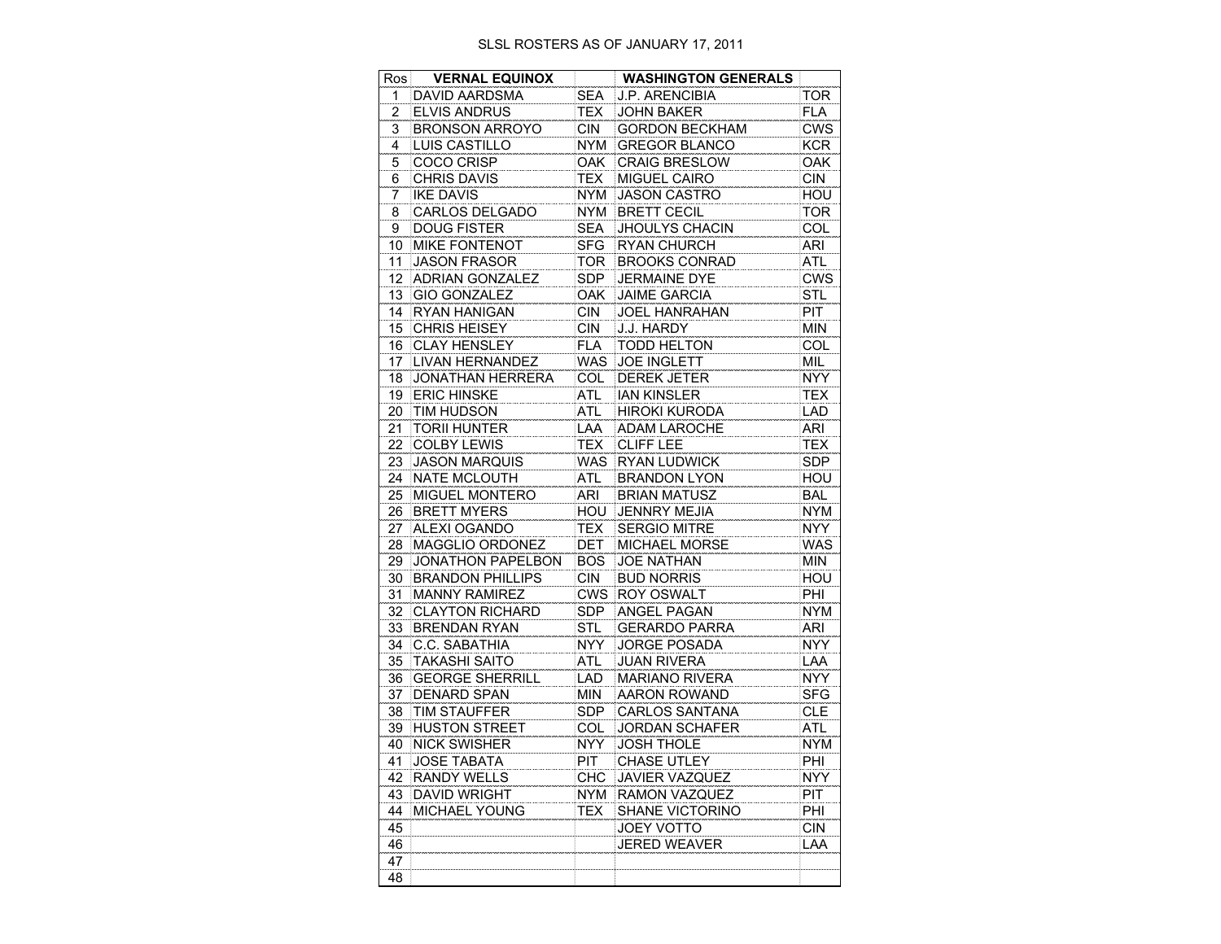SLSL ROSTERS AS OF JANUARY 17, 2011

| Ros | VERNAL EQUINOX | | WASHINGTON GENERALS | |
|---|---|---|---|---|
| 1 | DAVID AARDSMA | SEA | J.P. ARENCIBIA | TOR |
| 2 | ELVIS ANDRUS | TEX | JOHN BAKER | FLA |
| 3 | BRONSON ARROYO | CIN | GORDON BECKHAM | CWS |
| 4 | LUIS CASTILLO | NYM | GREGOR BLANCO | KCR |
| 5 | COCO CRISP | OAK | CRAIG BRESLOW | OAK |
| 6 | CHRIS DAVIS | TEX | MIGUEL CAIRO | CIN |
| 7 | IKE DAVIS | NYM | JASON CASTRO | HOU |
| 8 | CARLOS DELGADO | NYM | BRETT CECIL | TOR |
| 9 | DOUG FISTER | SEA | JHOULYS CHACIN | COL |
| 10 | MIKE FONTENOT | SFG | RYAN CHURCH | ARI |
| 11 | JASON FRASOR | TOR | BROOKS CONRAD | ATL |
| 12 | ADRIAN GONZALEZ | SDP | JERMAINE DYE | CWS |
| 13 | GIO GONZALEZ | OAK | JAIME GARCIA | STL |
| 14 | RYAN HANIGAN | CIN | JOEL HANRAHAN | PIT |
| 15 | CHRIS HEISEY | CIN | J.J. HARDY | MIN |
| 16 | CLAY HENSLEY | FLA | TODD HELTON | COL |
| 17 | LIVAN HERNANDEZ | WAS | JOE INGLETT | MIL |
| 18 | JONATHAN HERRERA | COL | DEREK JETER | NYY |
| 19 | ERIC HINSKE | ATL | IAN KINSLER | TEX |
| 20 | TIM HUDSON | ATL | HIROKI KURODA | LAD |
| 21 | TORII HUNTER | LAA | ADAM LAROCHE | ARI |
| 22 | COLBY LEWIS | TEX | CLIFF LEE | TEX |
| 23 | JASON MARQUIS | WAS | RYAN LUDWICK | SDP |
| 24 | NATE MCLOUTH | ATL | BRANDON LYON | HOU |
| 25 | MIGUEL MONTERO | ARI | BRIAN MATUSZ | BAL |
| 26 | BRETT MYERS | HOU | JENNRY MEJIA | NYM |
| 27 | ALEXI OGANDO | TEX | SERGIO MITRE | NYY |
| 28 | MAGGLIO ORDONEZ | DET | MICHAEL MORSE | WAS |
| 29 | JONATHON PAPELBON | BOS | JOE NATHAN | MIN |
| 30 | BRANDON PHILLIPS | CIN | BUD NORRIS | HOU |
| 31 | MANNY RAMIREZ | CWS | ROY OSWALT | PHI |
| 32 | CLAYTON RICHARD | SDP | ANGEL PAGAN | NYM |
| 33 | BRENDAN RYAN | STL | GERARDO PARRA | ARI |
| 34 | C.C. SABATHIA | NYY | JORGE POSADA | NYY |
| 35 | TAKASHI SAITO | ATL | JUAN RIVERA | LAA |
| 36 | GEORGE SHERRILL | LAD | MARIANO RIVERA | NYY |
| 37 | DENARD SPAN | MIN | AARON ROWAND | SFG |
| 38 | TIM STAUFFER | SDP | CARLOS SANTANA | CLE |
| 39 | HUSTON STREET | COL | JORDAN SCHAFER | ATL |
| 40 | NICK SWISHER | NYY | JOSH THOLE | NYM |
| 41 | JOSE TABATA | PIT | CHASE UTLEY | PHI |
| 42 | RANDY WELLS | CHC | JAVIER VAZQUEZ | NYY |
| 43 | DAVID WRIGHT | NYM | RAMON VAZQUEZ | PIT |
| 44 | MICHAEL YOUNG | TEX | SHANE VICTORINO | PHI |
| 45 | | | JOEY VOTTO | CIN |
| 46 | | | JERED WEAVER | LAA |
| 47 | | | | |
| 48 | | | | |